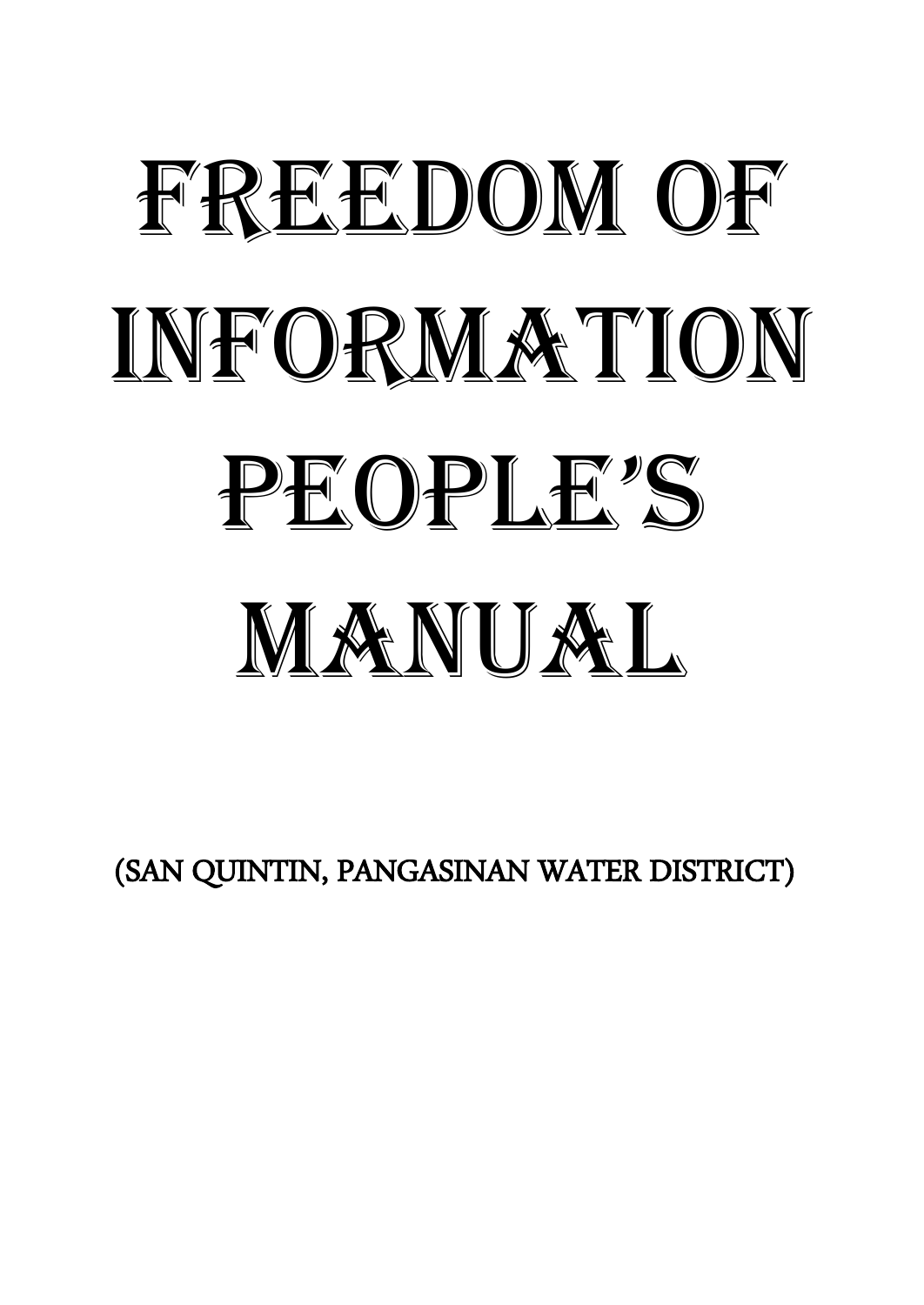# FREEDOM OF INFORMATION PEOPLE'S MANUAL

(SAN QUINTIN, PANGASINAN WATER DISTRICT)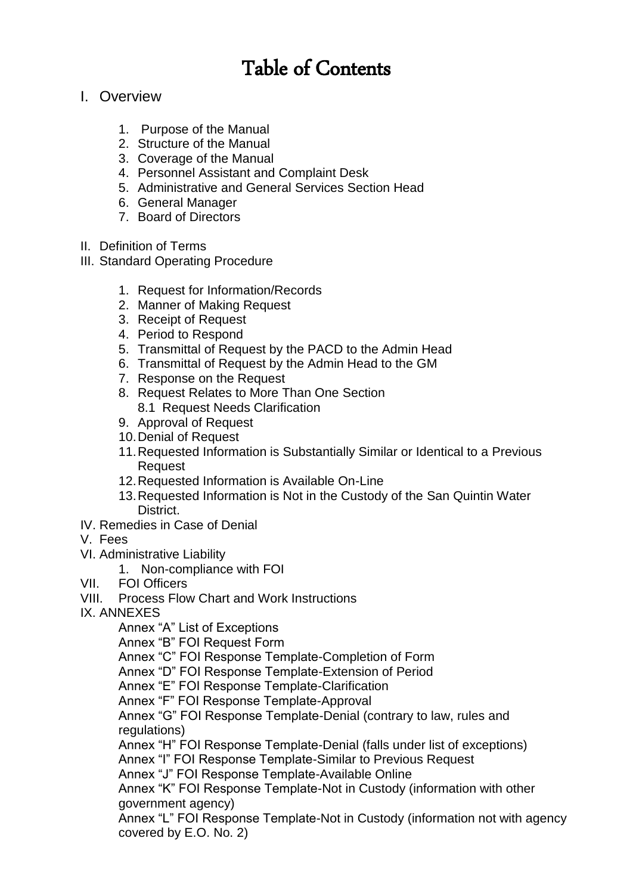# Table of Contents

I. Overview

1. Purpose of the Manual
2. Structure of the Manual
3. Coverage of the Manual
4. Personnel Assistant and Complaint Desk
5. Administrative and General Services Section Head
6. General Manager
7. Board of Directors

II. Definition of Terms

III. Standard Operating Procedure

1. Request for Information/Records
2. Manner of Making Request
3. Receipt of Request
4. Period to Respond
5. Transmittal of Request by the PACD to the Admin Head
6. Transmittal of Request by the Admin Head to the GM
7. Response on the Request
8. Request Relates to More Than One Section
   8.1 Request Needs Clarification
9. Approval of Request
10. Denial of Request
11. Requested Information is Substantially Similar or Identical to a Previous Request
12. Requested Information is Available On-Line
13. Requested Information is Not in the Custody of the San Quintin Water District.

IV. Remedies in Case of Denial

V. Fees

VI. Administrative Liability

1. Non-compliance with FOI

VII. FOI Officers

VIII. Process Flow Chart and Work Instructions

IX. ANNEXES

Annex "A" List of Exceptions
Annex "B" FOI Request Form
Annex "C" FOI Response Template-Completion of Form
Annex "D" FOI Response Template-Extension of Period
Annex "E" FOI Response Template-Clarification
Annex "F" FOI Response Template-Approval
Annex "G" FOI Response Template-Denial (contrary to law, rules and regulations)
Annex "H" FOI Response Template-Denial (falls under list of exceptions)
Annex "I" FOI Response Template-Similar to Previous Request
Annex "J" FOI Response Template-Available Online
Annex "K" FOI Response Template-Not in Custody (information with other government agency)
Annex "L" FOI Response Template-Not in Custody (information not with agency covered by E.O. No. 2)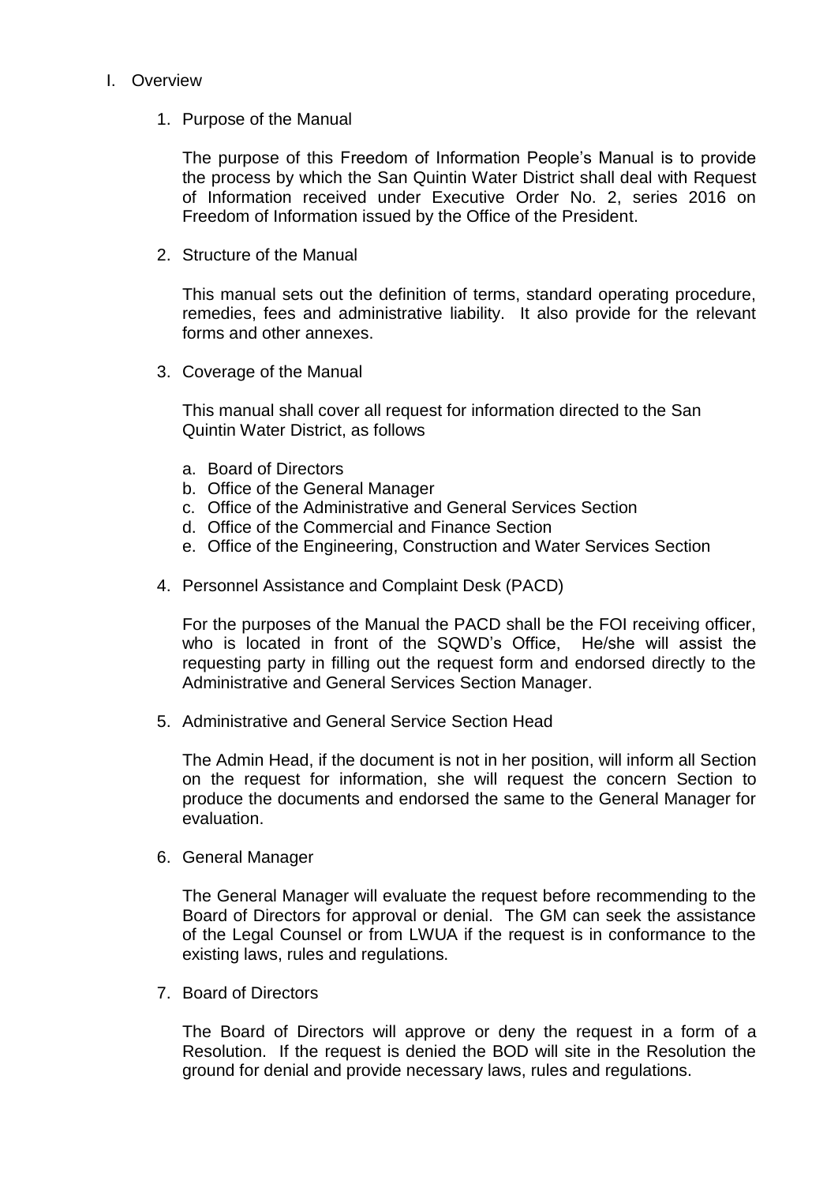I. Overview

1. Purpose of the Manual

   The purpose of this Freedom of Information People's Manual is to provide the process by which the San Quintin Water District shall deal with Request of Information received under Executive Order No. 2, series 2016 on Freedom of Information issued by the Office of the President.

2. Structure of the Manual

   This manual sets out the definition of terms, standard operating procedure, remedies, fees and administrative liability. It also provide for the relevant forms and other annexes.

3. Coverage of the Manual

   This manual shall cover all request for information directed to the San Quintin Water District, as follows

   a. Board of Directors
   b. Office of the General Manager
   c. Office of the Administrative and General Services Section
   d. Office of the Commercial and Finance Section
   e. Office of the Engineering, Construction and Water Services Section

4. Personnel Assistance and Complaint Desk (PACD)

   For the purposes of the Manual the PACD shall be the FOI receiving officer, who is located in front of the SQWD's Office, He/she will assist the requesting party in filling out the request form and endorsed directly to the Administrative and General Services Section Manager.

5. Administrative and General Service Section Head

   The Admin Head, if the document is not in her position, will inform all Section on the request for information, she will request the concern Section to produce the documents and endorsed the same to the General Manager for evaluation.

6. General Manager

   The General Manager will evaluate the request before recommending to the Board of Directors for approval or denial. The GM can seek the assistance of the Legal Counsel or from LWUA if the request is in conformance to the existing laws, rules and regulations.

7. Board of Directors

   The Board of Directors will approve or deny the request in a form of a Resolution. If the request is denied the BOD will site in the Resolution the ground for denial and provide necessary laws, rules and regulations.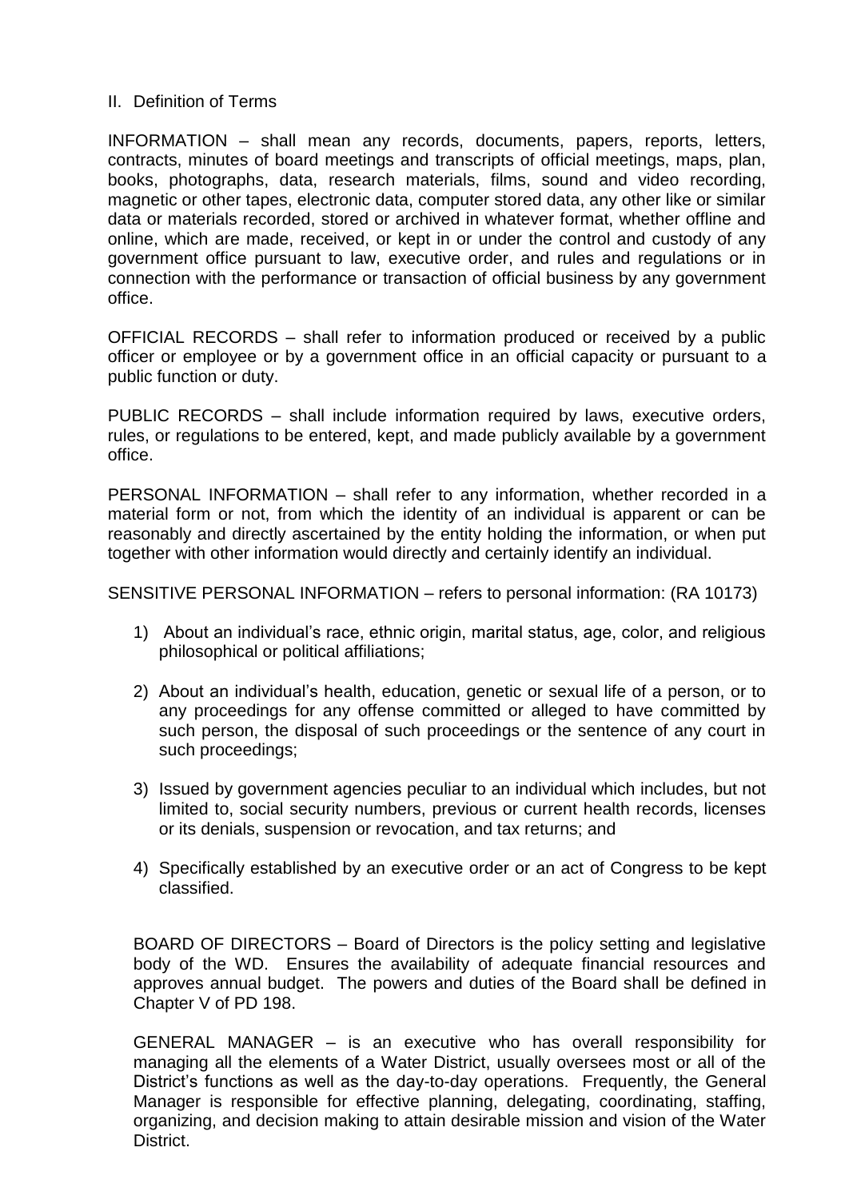## II. Definition of Terms

INFORMATION – shall mean any records, documents, papers, reports, letters, contracts, minutes of board meetings and transcripts of official meetings, maps, plan, books, photographs, data, research materials, films, sound and video recording, magnetic or other tapes, electronic data, computer stored data, any other like or similar data or materials recorded, stored or archived in whatever format, whether offline and online, which are made, received, or kept in or under the control and custody of any government office pursuant to law, executive order, and rules and regulations or in connection with the performance or transaction of official business by any government office.

OFFICIAL RECORDS – shall refer to information produced or received by a public officer or employee or by a government office in an official capacity or pursuant to a public function or duty.

PUBLIC RECORDS – shall include information required by laws, executive orders, rules, or regulations to be entered, kept, and made publicly available by a government office.

PERSONAL INFORMATION – shall refer to any information, whether recorded in a material form or not, from which the identity of an individual is apparent or can be reasonably and directly ascertained by the entity holding the information, or when put together with other information would directly and certainly identify an individual.

SENSITIVE PERSONAL INFORMATION – refers to personal information: (RA 10173)

1) About an individual's race, ethnic origin, marital status, age, color, and religious philosophical or political affiliations;
2) About an individual's health, education, genetic or sexual life of a person, or to any proceedings for any offense committed or alleged to have committed by such person, the disposal of such proceedings or the sentence of any court in such proceedings;
3) Issued by government agencies peculiar to an individual which includes, but not limited to, social security numbers, previous or current health records, licenses or its denials, suspension or revocation, and tax returns; and
4) Specifically established by an executive order or an act of Congress to be kept classified.

BOARD OF DIRECTORS – Board of Directors is the policy setting and legislative body of the WD. Ensures the availability of adequate financial resources and approves annual budget. The powers and duties of the Board shall be defined in Chapter V of PD 198.

GENERAL MANAGER – is an executive who has overall responsibility for managing all the elements of a Water District, usually oversees most or all of the District's functions as well as the day-to-day operations. Frequently, the General Manager is responsible for effective planning, delegating, coordinating, staffing, organizing, and decision making to attain desirable mission and vision of the Water District.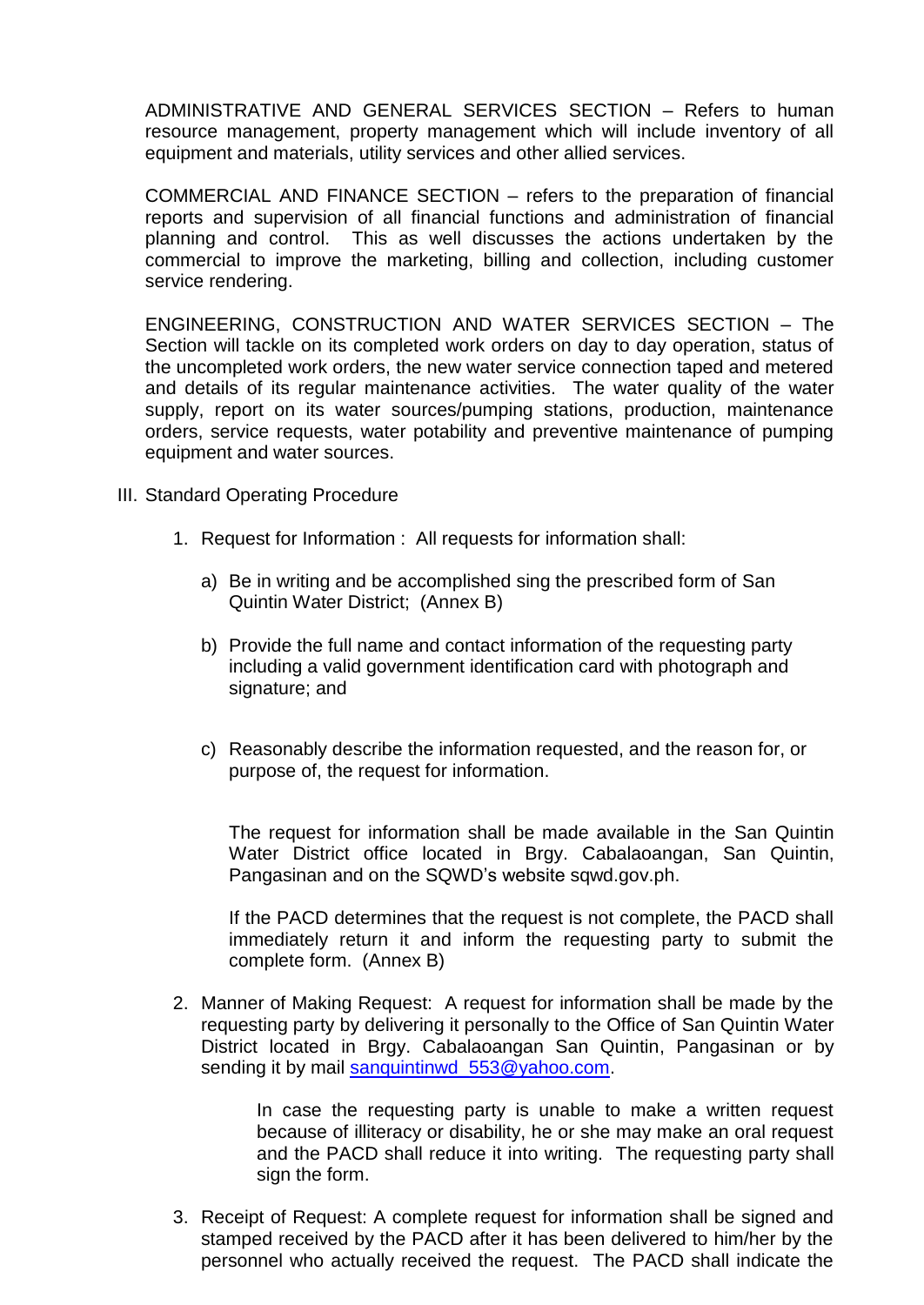ADMINISTRATIVE AND GENERAL SERVICES SECTION – Refers to human resource management, property management which will include inventory of all equipment and materials, utility services and other allied services.

COMMERCIAL AND FINANCE SECTION – refers to the preparation of financial reports and supervision of all financial functions and administration of financial planning and control. This as well discusses the actions undertaken by the commercial to improve the marketing, billing and collection, including customer service rendering.

ENGINEERING, CONSTRUCTION AND WATER SERVICES SECTION – The Section will tackle on its completed work orders on day to day operation, status of the uncompleted work orders, the new water service connection taped and metered and details of its regular maintenance activities. The water quality of the water supply, report on its water sources/pumping stations, production, maintenance orders, service requests, water potability and preventive maintenance of pumping equipment and water sources.

III. Standard Operating Procedure

1. Request for Information : All requests for information shall:

   a) Be in writing and be accomplished sing the prescribed form of San Quintin Water District; (Annex B)

   b) Provide the full name and contact information of the requesting party including a valid government identification card with photograph and signature; and

   c) Reasonably describe the information requested, and the reason for, or purpose of, the request for information.

   The request for information shall be made available in the San Quintin Water District office located in Brgy. Cabalaoangan, San Quintin, Pangasinan and on the SQWD's website sqwd.gov.ph.

   If the PACD determines that the request is not complete, the PACD shall immediately return it and inform the requesting party to submit the complete form. (Annex B)

2. Manner of Making Request: A request for information shall be made by the requesting party by delivering it personally to the Office of San Quintin Water District located in Brgy. Cabalaoangan San Quintin, Pangasinan or by sending it by mail sanquintinwd_553@yahoo.com.

   In case the requesting party is unable to make a written request because of illiteracy or disability, he or she may make an oral request and the PACD shall reduce it into writing. The requesting party shall sign the form.

3. Receipt of Request: A complete request for information shall be signed and stamped received by the PACD after it has been delivered to him/her by the personnel who actually received the request. The PACD shall indicate the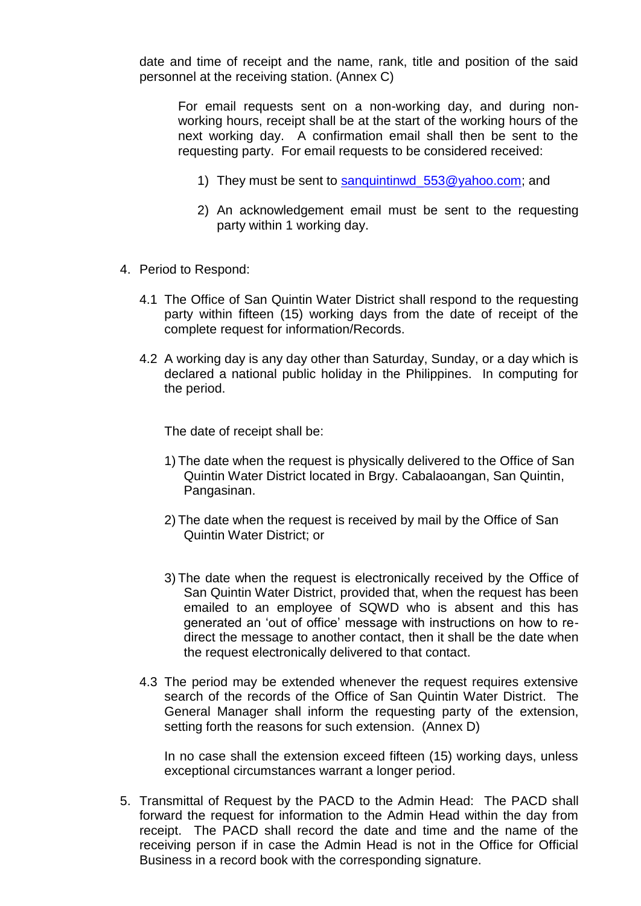date and time of receipt and the name, rank, title and position of the said personnel at the receiving station. (Annex C)

For email requests sent on a non-working day, and during non-working hours, receipt shall be at the start of the working hours of the next working day. A confirmation email shall then be sent to the requesting party. For email requests to be considered received:

1) They must be sent to sanquintinwd_553@yahoo.com; and

2) An acknowledgement email must be sent to the requesting party within 1 working day.

4. Period to Respond:

   4.1 The Office of San Quintin Water District shall respond to the requesting party within fifteen (15) working days from the date of receipt of the complete request for information/Records.

   4.2 A working day is any day other than Saturday, Sunday, or a day which is declared a national public holiday in the Philippines. In computing for the period.

   The date of receipt shall be:

   1) The date when the request is physically delivered to the Office of San Quintin Water District located in Brgy. Cabalaoangan, San Quintin, Pangasinan.

   2) The date when the request is received by mail by the Office of San Quintin Water District; or

   3) The date when the request is electronically received by the Office of San Quintin Water District, provided that, when the request has been emailed to an employee of SQWD who is absent and this has generated an 'out of office' message with instructions on how to re-direct the message to another contact, then it shall be the date when the request electronically delivered to that contact.

   4.3 The period may be extended whenever the request requires extensive search of the records of the Office of San Quintin Water District. The General Manager shall inform the requesting party of the extension, setting forth the reasons for such extension. (Annex D)

   In no case shall the extension exceed fifteen (15) working days, unless exceptional circumstances warrant a longer period.

5. Transmittal of Request by the PACD to the Admin Head: The PACD shall forward the request for information to the Admin Head within the day from receipt. The PACD shall record the date and time and the name of the receiving person if in case the Admin Head is not in the Office for Official Business in a record book with the corresponding signature.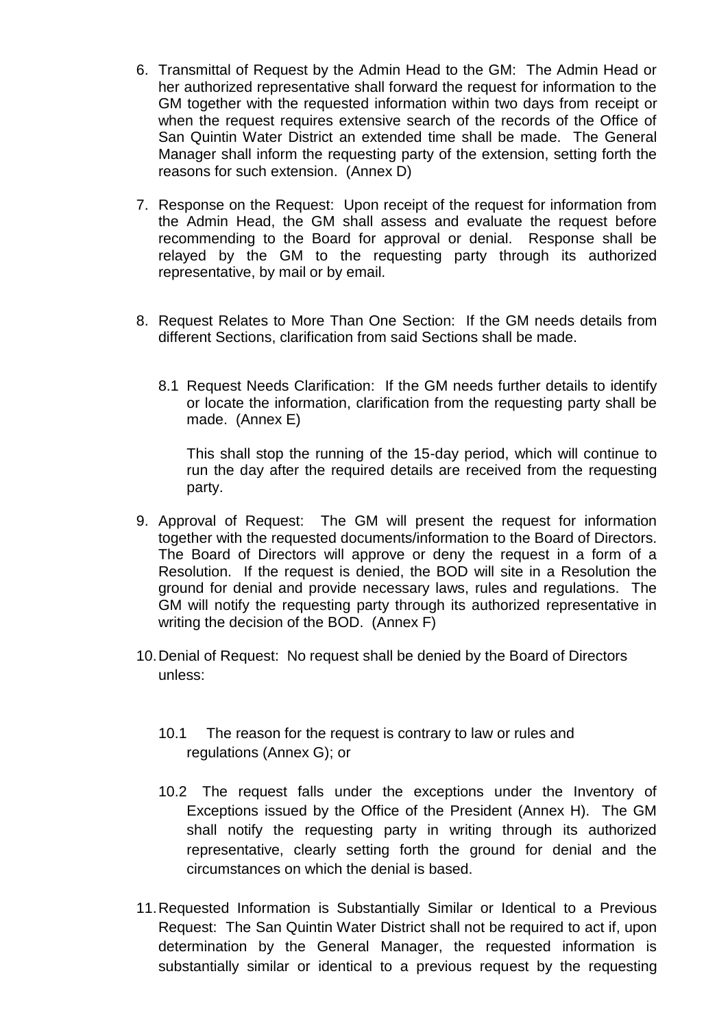6. Transmittal of Request by the Admin Head to the GM: The Admin Head or her authorized representative shall forward the request for information to the GM together with the requested information within two days from receipt or when the request requires extensive search of the records of the Office of San Quintin Water District an extended time shall be made. The General Manager shall inform the requesting party of the extension, setting forth the reasons for such extension. (Annex D)

7. Response on the Request: Upon receipt of the request for information from the Admin Head, the GM shall assess and evaluate the request before recommending to the Board for approval or denial. Response shall be relayed by the GM to the requesting party through its authorized representative, by mail or by email.

8. Request Relates to More Than One Section: If the GM needs details from different Sections, clarification from said Sections shall be made.

   8.1 Request Needs Clarification: If the GM needs further details to identify or locate the information, clarification from the requesting party shall be made. (Annex E)

   This shall stop the running of the 15-day period, which will continue to run the day after the required details are received from the requesting party.

9. Approval of Request: The GM will present the request for information together with the requested documents/information to the Board of Directors. The Board of Directors will approve or deny the request in a form of a Resolution. If the request is denied, the BOD will site in a Resolution the ground for denial and provide necessary laws, rules and regulations. The GM will notify the requesting party through its authorized representative in writing the decision of the BOD. (Annex F)

10. Denial of Request: No request shall be denied by the Board of Directors unless:

    10.1 The reason for the request is contrary to law or rules and regulations (Annex G); or

    10.2 The request falls under the exceptions under the Inventory of Exceptions issued by the Office of the President (Annex H). The GM shall notify the requesting party in writing through its authorized representative, clearly setting forth the ground for denial and the circumstances on which the denial is based.

11. Requested Information is Substantially Similar or Identical to a Previous Request: The San Quintin Water District shall not be required to act if, upon determination by the General Manager, the requested information is substantially similar or identical to a previous request by the requesting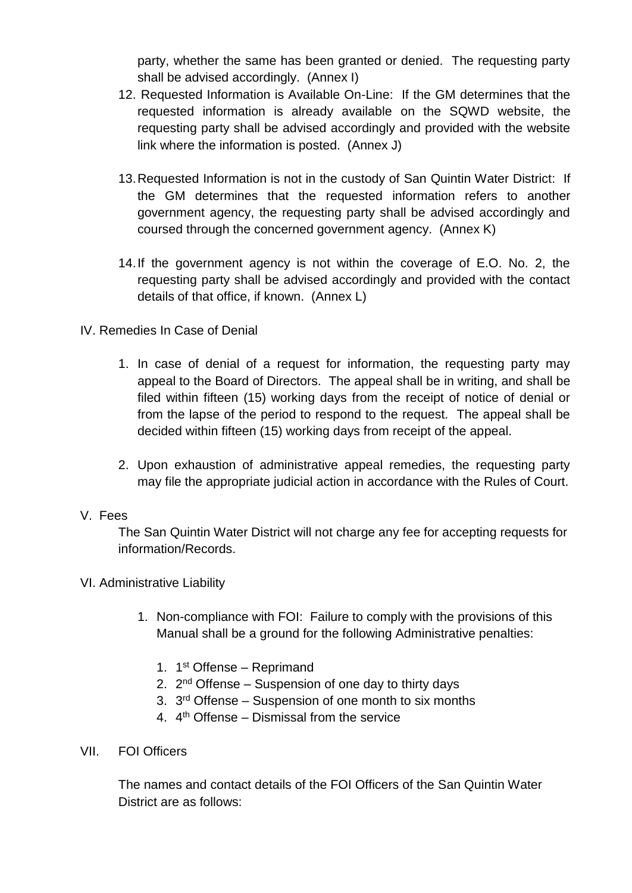party, whether the same has been granted or denied. The requesting party shall be advised accordingly. (Annex I)

12. Requested Information is Available On-Line: If the GM determines that the requested information is already available on the SQWD website, the requesting party shall be advised accordingly and provided with the website link where the information is posted. (Annex J)

13. Requested Information is not in the custody of San Quintin Water District: If the GM determines that the requested information refers to another government agency, the requesting party shall be advised accordingly and coursed through the concerned government agency. (Annex K)

14. If the government agency is not within the coverage of E.O. No. 2, the requesting party shall be advised accordingly and provided with the contact details of that office, if known. (Annex L)

## IV. Remedies In Case of Denial

1. In case of denial of a request for information, the requesting party may appeal to the Board of Directors. The appeal shall be in writing, and shall be filed within fifteen (15) working days from the receipt of notice of denial or from the lapse of the period to respond to the request. The appeal shall be decided within fifteen (15) working days from receipt of the appeal.

2. Upon exhaustion of administrative appeal remedies, the requesting party may file the appropriate judicial action in accordance with the Rules of Court.

## V. Fees

The San Quintin Water District will not charge any fee for accepting requests for information/Records.

## VI. Administrative Liability

1. Non-compliance with FOI: Failure to comply with the provisions of this Manual shall be a ground for the following Administrative penalties:

    1. 1st Offense – Reprimand
    2. 2nd Offense – Suspension of one day to thirty days
    3. 3rd Offense – Suspension of one month to six months
    4. 4th Offense – Dismissal from the service

## VII. FOI Officers

The names and contact details of the FOI Officers of the San Quintin Water District are as follows: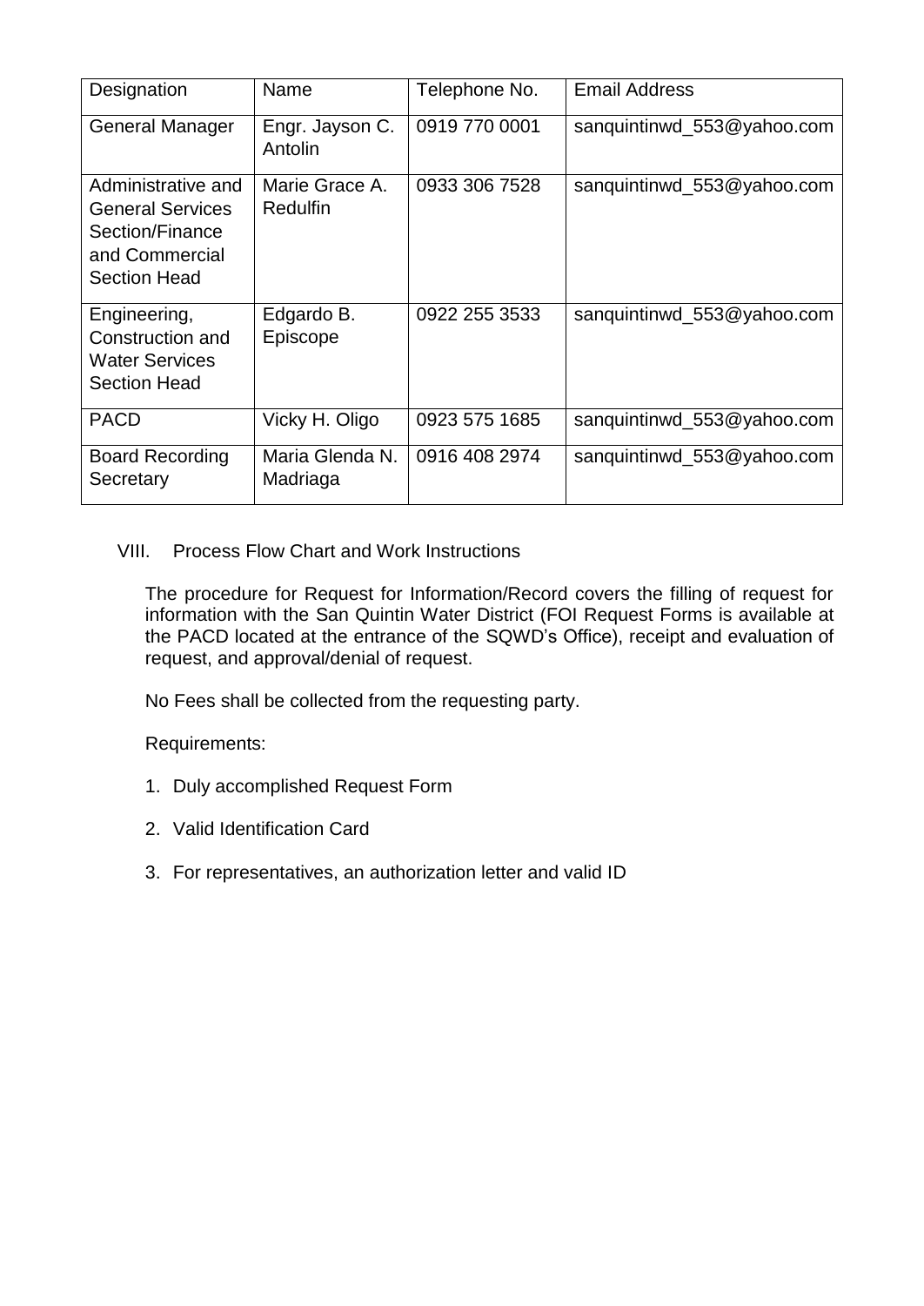| Designation | Name | Telephone No. | Email Address |
|---|---|---|---|
| General Manager | Engr. Jayson C. Antolin | 0919 770 0001 | sanquintinwd_553@yahoo.com |
| Administrative and General Services Section/Finance and Commercial Section Head | Marie Grace A. Redulfin | 0933 306 7528 | sanquintinwd_553@yahoo.com |
| Engineering, Construction and Water Services Section Head | Edgardo B. Episcope | 0922 255 3533 | sanquintinwd_553@yahoo.com |
| PACD | Vicky H. Oligo | 0923 575 1685 | sanquintinwd_553@yahoo.com |
| Board Recording Secretary | Maria Glenda N. Madriaga | 0916 408 2974 | sanquintinwd_553@yahoo.com |

## VIII. Process Flow Chart and Work Instructions

The procedure for Request for Information/Record covers the filling of request for information with the San Quintin Water District (FOI Request Forms is available at the PACD located at the entrance of the SQWD's Office), receipt and evaluation of request, and approval/denial of request.

No Fees shall be collected from the requesting party.

Requirements:

1. Duly accomplished Request Form
2. Valid Identification Card
3. For representatives, an authorization letter and valid ID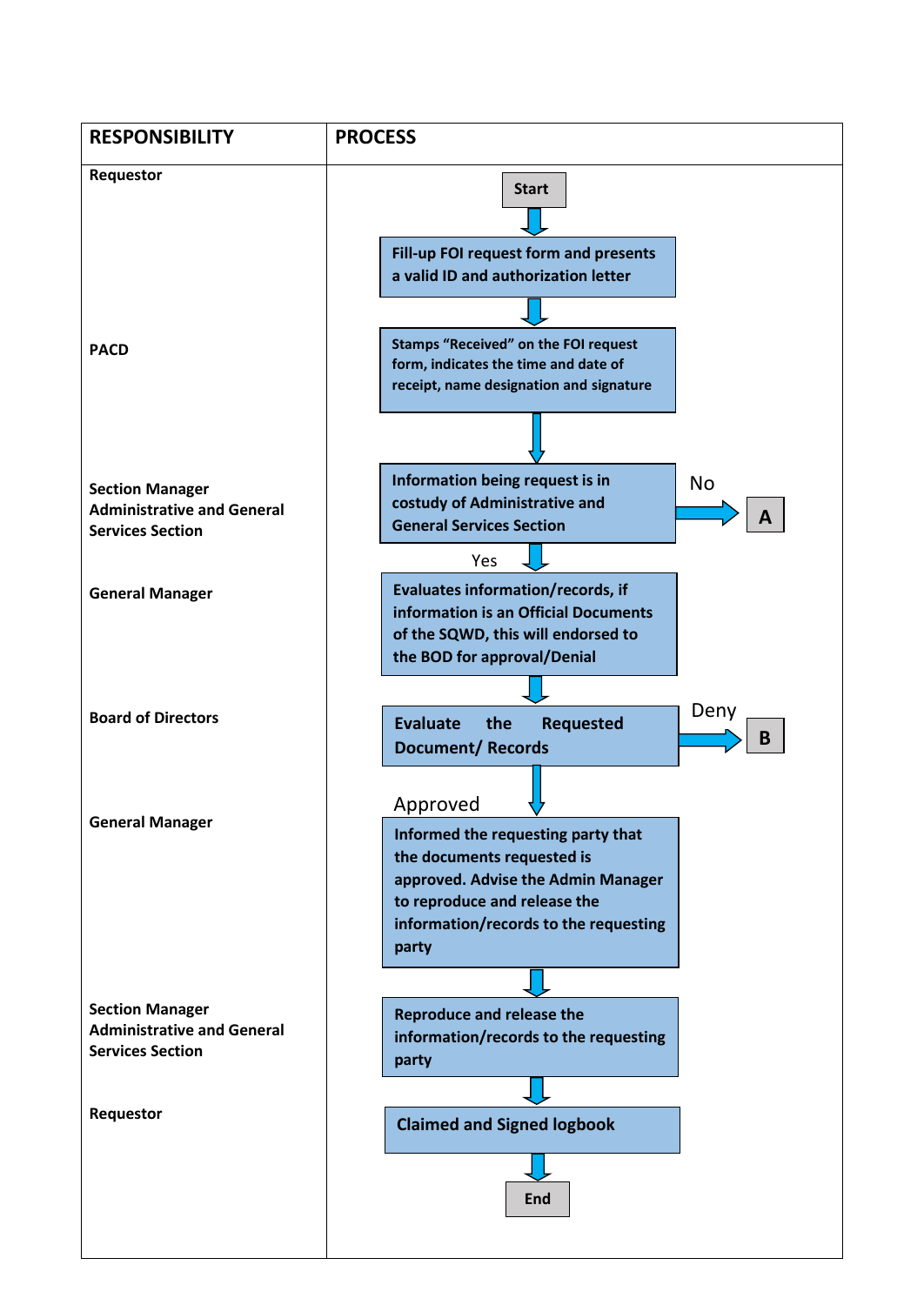| RESPONSIBILITY | PROCESS |
|---|---|
| Requestor | Start |
| | Fill-up FOI request form and presents a valid ID and authorization letter |
| PACD | Stamps "Received" on the FOI request form, indicates the time and date of receipt, name designation and signature |
| Section Manager Administrative and General Services Section | Information being request is in costudy of Administrative and General Services Section — No → A; Yes ↓ |
| General Manager | Evaluates information/records, if information is an Official Documents of the SQWD, this will endorsed to the BOD for approval/Denial |
| Board of Directors | Evaluate the Requested Document/ Records — Deny → B; Approved ↓ |
| General Manager | Informed the requesting party that the documents requested is approved. Advise the Admin Manager to reproduce and release the information/records to the requesting party |
| Section Manager Administrative and General Services Section | Reproduce and release the information/records to the requesting party |
| Requestor | Claimed and Signed logbook |
| | End |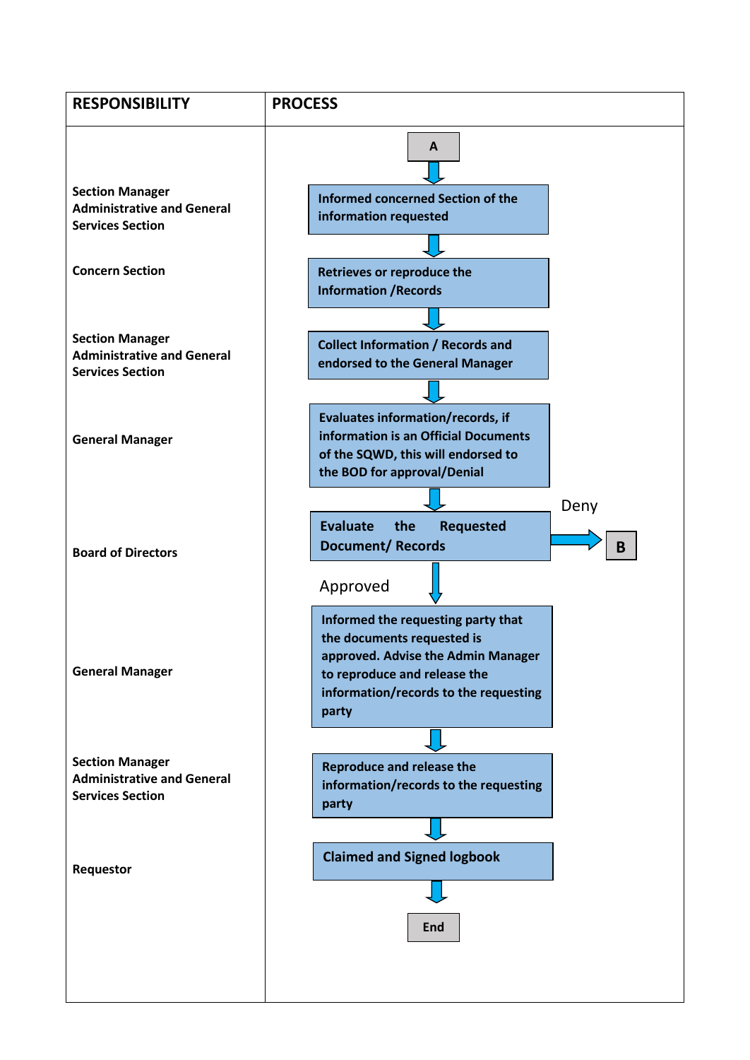| RESPONSIBILITY | PROCESS |
|---|---|
| | A |
| Section Manager Administrative and General Services Section | Informed concerned Section of the information requested |
| Concern Section | Retrieves or reproduce the Information /Records |
| Section Manager Administrative and General Services Section | Collect Information / Records and endorsed to the General Manager |
| General Manager | Evaluates information/records, if information is an Official Documents of the SQWD, this will endorsed to the BOD for approval/Denial |
| Board of Directors | Evaluate the Requested Document/ Records (Deny → B; Approved ↓) |
| General Manager | Informed the requesting party that the documents requested is approved. Advise the Admin Manager to reproduce and release the information/records to the requesting party |
| Section Manager Administrative and General Services Section | Reproduce and release the information/records to the requesting party |
| Requestor | Claimed and Signed logbook |
| | End |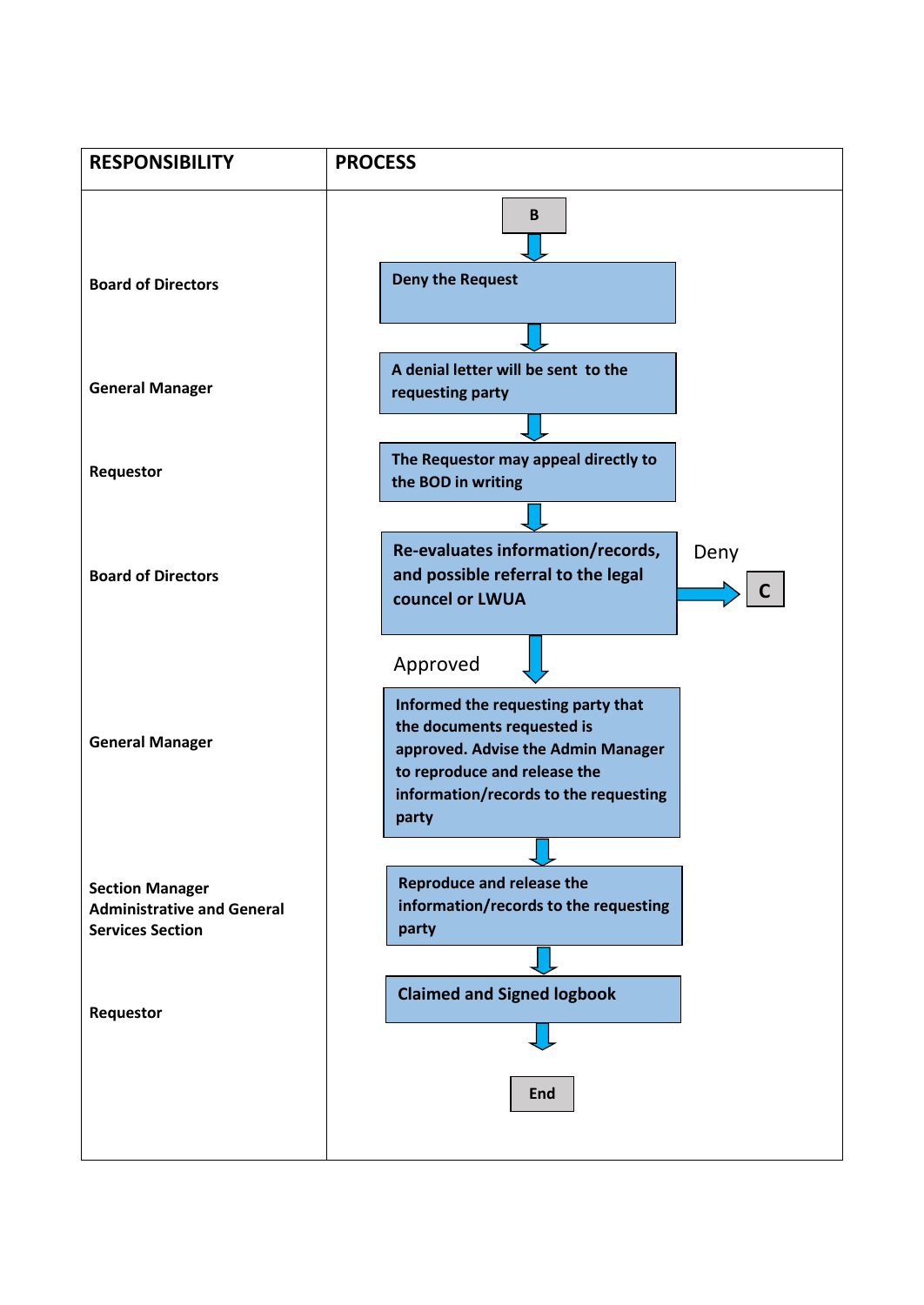| RESPONSIBILITY | PROCESS |
|---|---|
| | B |
| Board of Directors | Deny the Request |
| General Manager | A denial letter will be sent to the requesting party |
| Requestor | The Requestor may appeal directly to the BOD in writing |
| Board of Directors | Re-evaluates information/records, and possible referral to the legal councel or LWUA (Deny → C) |
| | Approved |
| General Manager | Informed the requesting party that the documents requested is approved. Advise the Admin Manager to reproduce and release the information/records to the requesting party |
| Section Manager Administrative and General Services Section | Reproduce and release the information/records to the requesting party |
| Requestor | Claimed and Signed logbook |
| | End |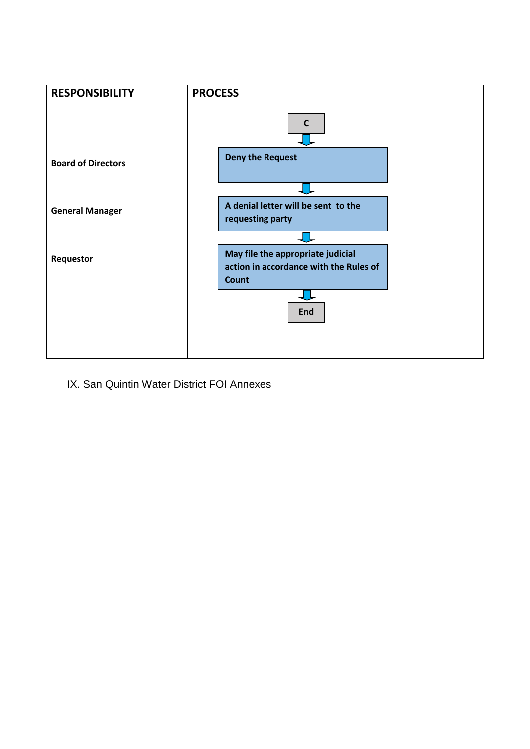| RESPONSIBILITY | PROCESS |
| --- | --- |
| | C |
| Board of Directors | Deny the Request |
| General Manager | A denial letter will be sent to the requesting party |
| Requestor | May file the appropriate judicial action in accordance with the Rules of Count |
| | End |

IX. San Quintin Water District FOI Annexes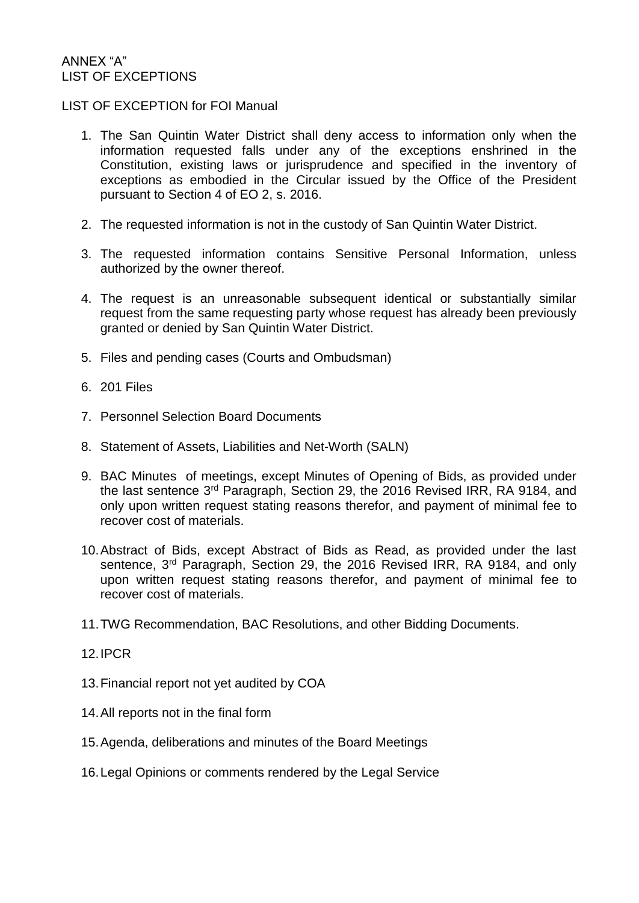ANNEX “A”
LIST OF EXCEPTIONS

LIST OF EXCEPTION for FOI Manual

1. The San Quintin Water District shall deny access to information only when the information requested falls under any of the exceptions enshrined in the Constitution, existing laws or jurisprudence and specified in the inventory of exceptions as embodied in the Circular issued by the Office of the President pursuant to Section 4 of EO 2, s. 2016.
2. The requested information is not in the custody of San Quintin Water District.
3. The requested information contains Sensitive Personal Information, unless authorized by the owner thereof.
4. The request is an unreasonable subsequent identical or substantially similar request from the same requesting party whose request has already been previously granted or denied by San Quintin Water District.
5. Files and pending cases (Courts and Ombudsman)
6. 201 Files
7. Personnel Selection Board Documents
8. Statement of Assets, Liabilities and Net-Worth (SALN)
9. BAC Minutes of meetings, except Minutes of Opening of Bids, as provided under the last sentence 3rd Paragraph, Section 29, the 2016 Revised IRR, RA 9184, and only upon written request stating reasons therefor, and payment of minimal fee to recover cost of materials.
10. Abstract of Bids, except Abstract of Bids as Read, as provided under the last sentence, 3rd Paragraph, Section 29, the 2016 Revised IRR, RA 9184, and only upon written request stating reasons therefor, and payment of minimal fee to recover cost of materials.
11. TWG Recommendation, BAC Resolutions, and other Bidding Documents.
12. IPCR
13. Financial report not yet audited by COA
14. All reports not in the final form
15. Agenda, deliberations and minutes of the Board Meetings
16. Legal Opinions or comments rendered by the Legal Service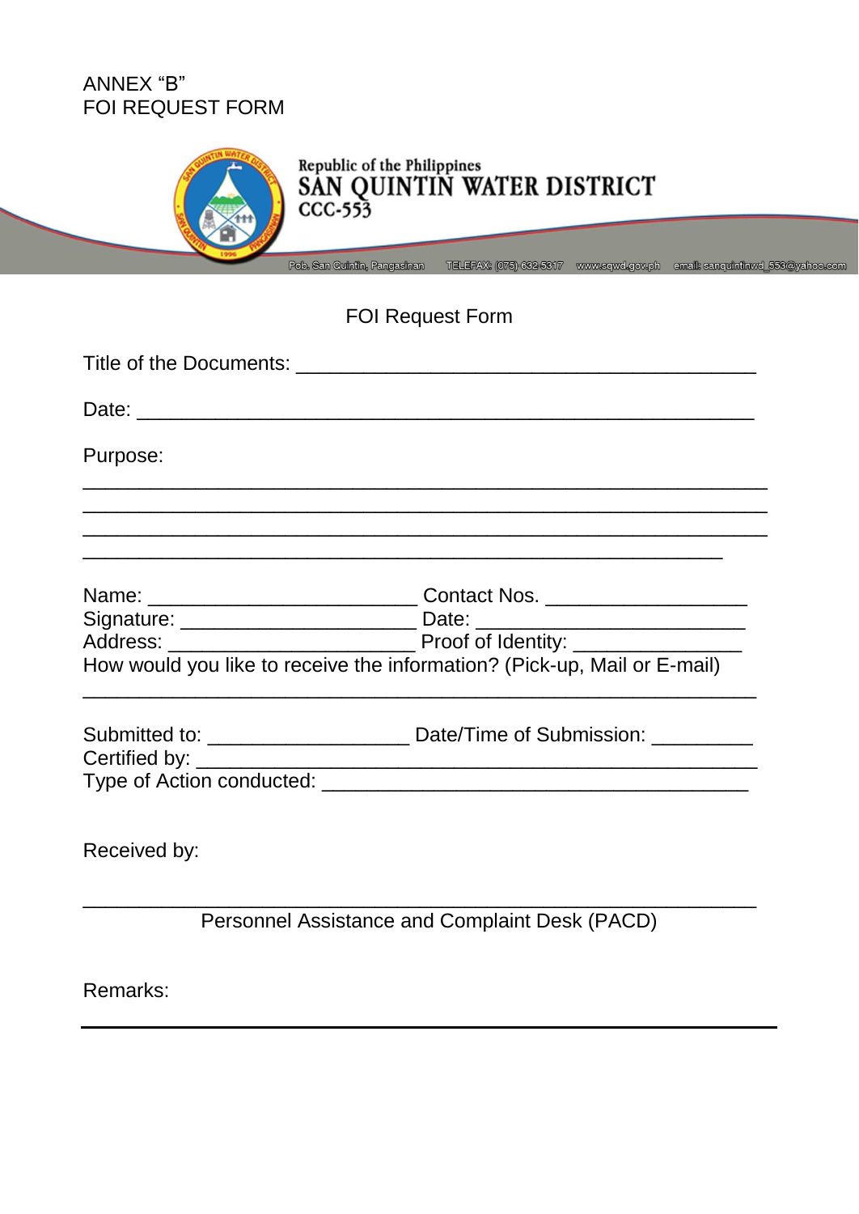ANNEX “B”
FOI REQUEST FORM

Republic of the Philippines
SAN QUINTIN WATER DISTRICT
CCC-553

Pob. San Quintin, Pangasinan TELEFAX: (075) 632 5317 www.sqwd.gov.ph email: sanquintinwd_553@yahoo.com

FOI Request Form

Title of the Documents: ___________________________________________

Date: _____________________________________________________

Purpose:

_____________________________________________________________
_____________________________________________________________
_____________________________________________________________
__________________________________________________________

Name: ________________________ Contact Nos. __________________
Signature: _____________________ Date: _________________________
Address: ______________________ Proof of Identity: _______________
How would you like to receive the information? (Pick-up, Mail or E-mail)

_____________________________________________________________

Submitted to: _________________ Date/Time of Submission: _________
Certified by: __________________________________________________
Type of Action conducted: _______________________________________

Received by:

_____________________________________________________________
Personnel Assistance and Complaint Desk (PACD)

Remarks:

_____________________________________________________________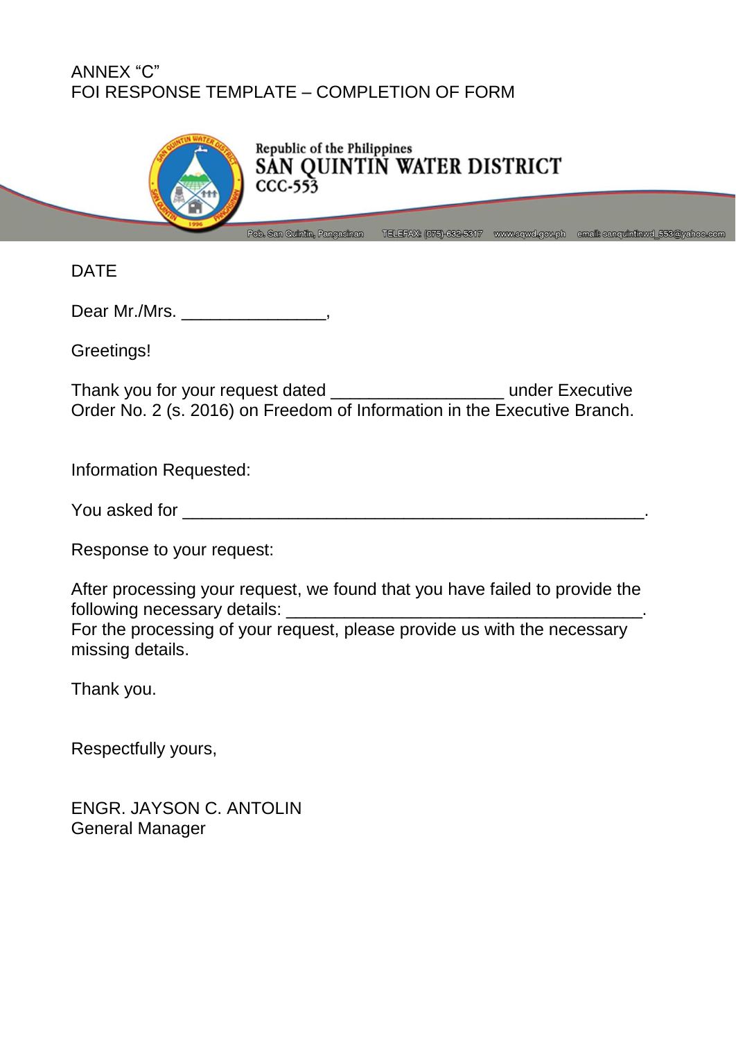ANNEX "C"
FOI RESPONSE TEMPLATE – COMPLETION OF FORM

Republic of the Philippines
**SAN QUINTIN WATER DISTRICT**
CCC-553

Pob. San Quintin, Pangasinan TELEFAX: (075) 632 5317 www.sqwd.gov.ph email: sanquintinwd_553@yahoo.com

DATE

Dear Mr./Mrs. _______________,

Greetings!

Thank you for your request dated __________________ under Executive Order No. 2 (s. 2016) on Freedom of Information in the Executive Branch.

Information Requested:

You asked for ________________________________________________.

Response to your request:

After processing your request, we found that you have failed to provide the following necessary details: _____________________________________. For the processing of your request, please provide us with the necessary missing details.

Thank you.

Respectfully yours,

ENGR. JAYSON C. ANTOLIN
General Manager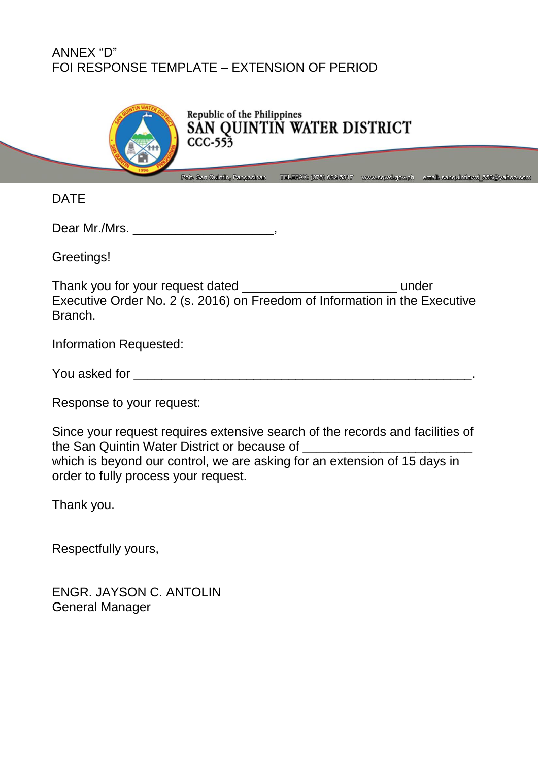ANNEX "D"
FOI RESPONSE TEMPLATE – EXTENSION OF PERIOD

Republic of the Philippines
SAN QUINTIN WATER DISTRICT
CCC-553

Pob. San Quintin, Pangasinan TELEFAX: (075) 632-5317 www.sqwd.gov.ph email: sanquintinwd_553@yahoo.com

DATE

Dear Mr./Mrs. ____________________,

Greetings!

Thank you for your request dated ______________________ under Executive Order No. 2 (s. 2016) on Freedom of Information in the Executive Branch.

Information Requested:

You asked for ________________________________________________.

Response to your request:

Since your request requires extensive search of the records and facilities of the San Quintin Water District or because of ________________________ which is beyond our control, we are asking for an extension of 15 days in order to fully process your request.

Thank you.

Respectfully yours,

ENGR. JAYSON C. ANTOLIN
General Manager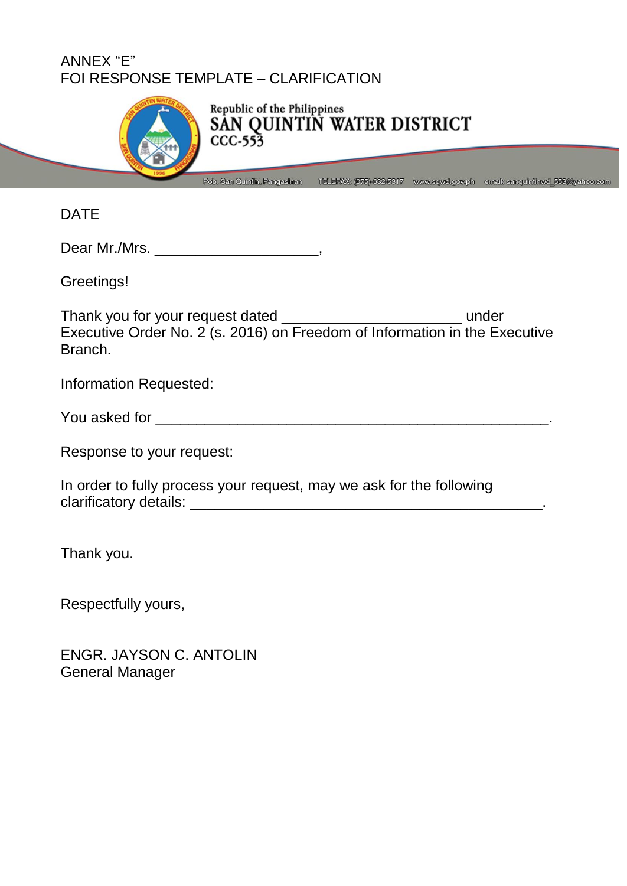ANNEX “E”
FOI RESPONSE TEMPLATE – CLARIFICATION

Republic of the Philippines
**SAN QUINTIN WATER DISTRICT**
**CCC-553**

Pob. San Quintin, Pangasinan TELEFAX: (075) 632 5317 www.sqwd.gov.ph email: sanquintinwd_553@yahoo.com

DATE

Dear Mr./Mrs. ____________________,

Greetings!

Thank you for your request dated ______________________ under Executive Order No. 2 (s. 2016) on Freedom of Information in the Executive Branch.

Information Requested:

You asked for _________________________________________________.

Response to your request:

In order to fully process your request, may we ask for the following clarificatory details: ____________________________________________.

Thank you.

Respectfully yours,

ENGR. JAYSON C. ANTOLIN
General Manager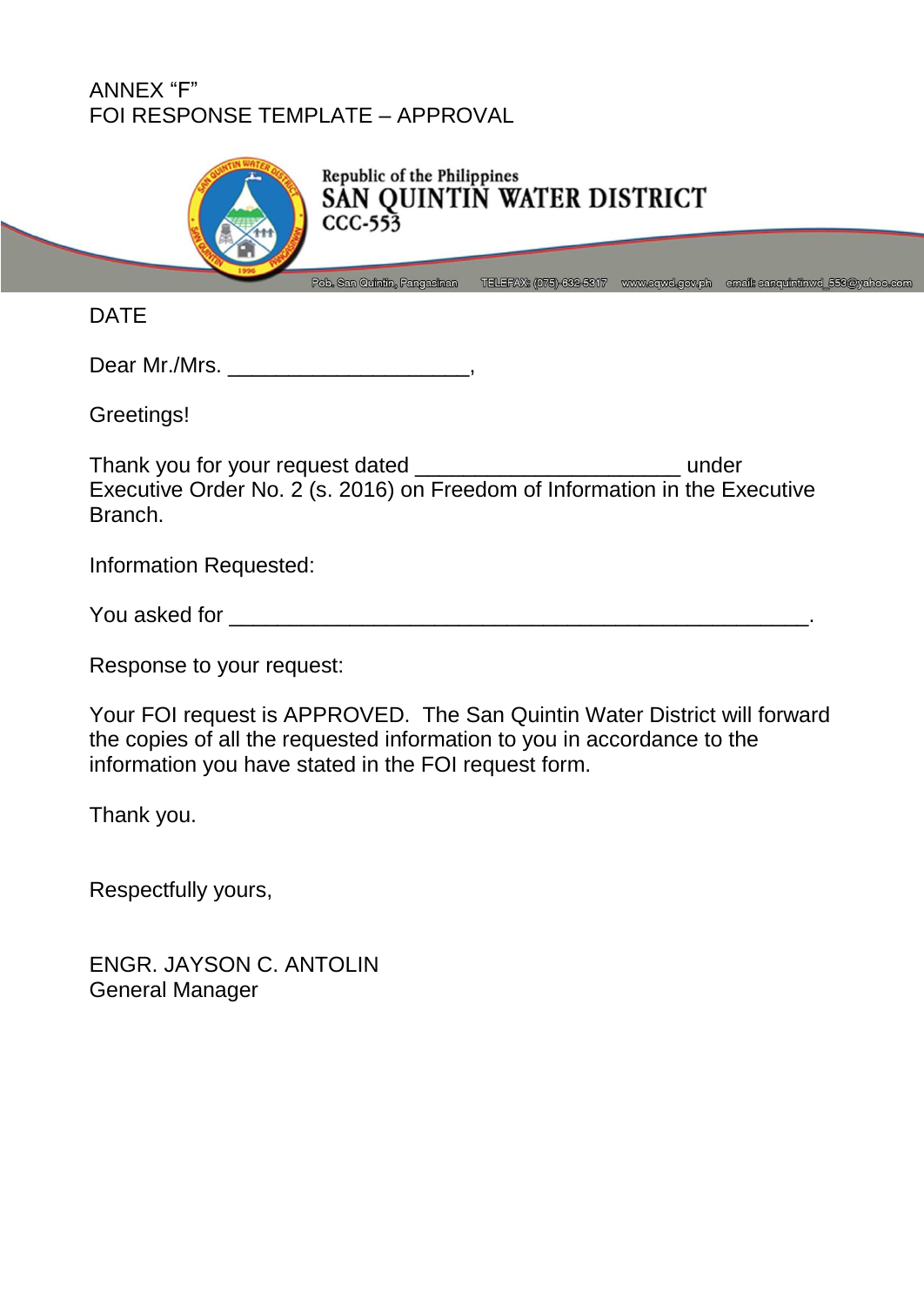ANNEX "F"
FOI RESPONSE TEMPLATE – APPROVAL

Republic of the Philippines
**SAN QUINTIN WATER DISTRICT**
CCC-553

Pob. San Quintin, Pangasinan TELEFAX: (075) 632 5317 www.sqwd.gov.ph email: sanquintinwd_553@yahoo.com

DATE

Dear Mr./Mrs. ____________________,

Greetings!

Thank you for your request dated ______________________ under Executive Order No. 2 (s. 2016) on Freedom of Information in the Executive Branch.

Information Requested:

You asked for ________________________________________________.

Response to your request:

Your FOI request is APPROVED. The San Quintin Water District will forward the copies of all the requested information to you in accordance to the information you have stated in the FOI request form.

Thank you.

Respectfully yours,

ENGR. JAYSON C. ANTOLIN
General Manager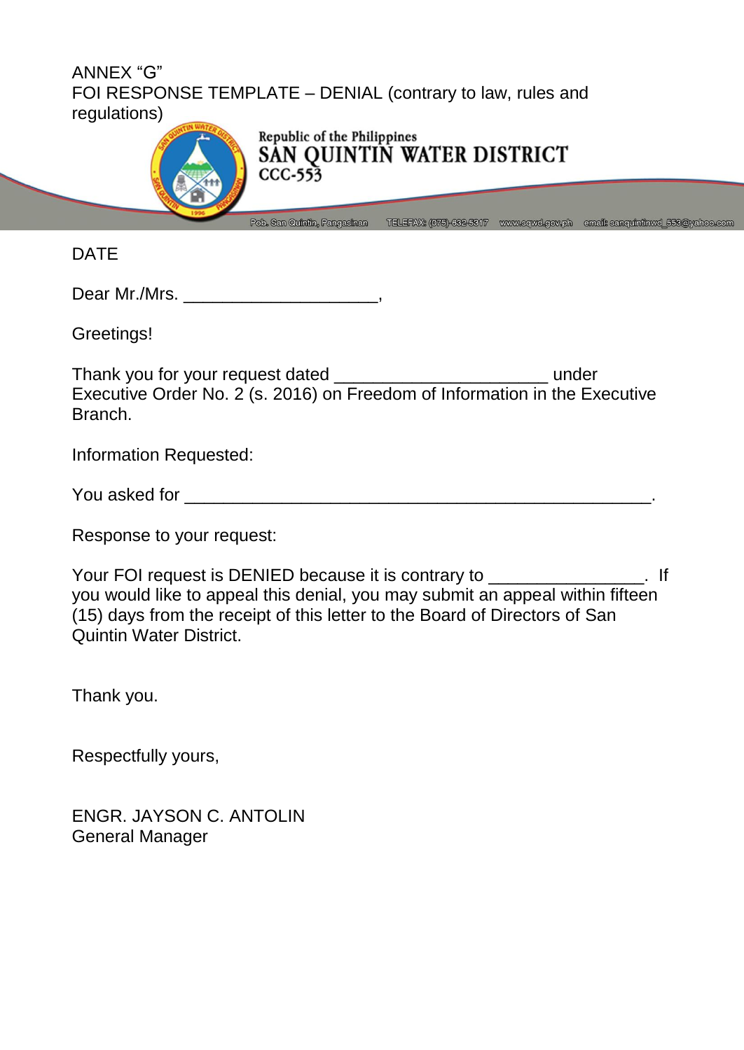ANNEX "G"
FOI RESPONSE TEMPLATE – DENIAL (contrary to law, rules and regulations)

Republic of the Philippines
**SAN QUINTIN WATER DISTRICT**
CCC-553

Pob. San Quintin, Pangasinan TELEFAX: (075) 632 5317 www.sqwd.gov.ph email: sanquintinwd_553@yahoo.com

DATE

Dear Mr./Mrs. ____________________,

Greetings!

Thank you for your request dated ______________________ under Executive Order No. 2 (s. 2016) on Freedom of Information in the Executive Branch.

Information Requested:

You asked for ________________________________________________.

Response to your request:

Your FOI request is DENIED because it is contrary to ________________. If you would like to appeal this denial, you may submit an appeal within fifteen (15) days from the receipt of this letter to the Board of Directors of San Quintin Water District.

Thank you.

Respectfully yours,

ENGR. JAYSON C. ANTOLIN
General Manager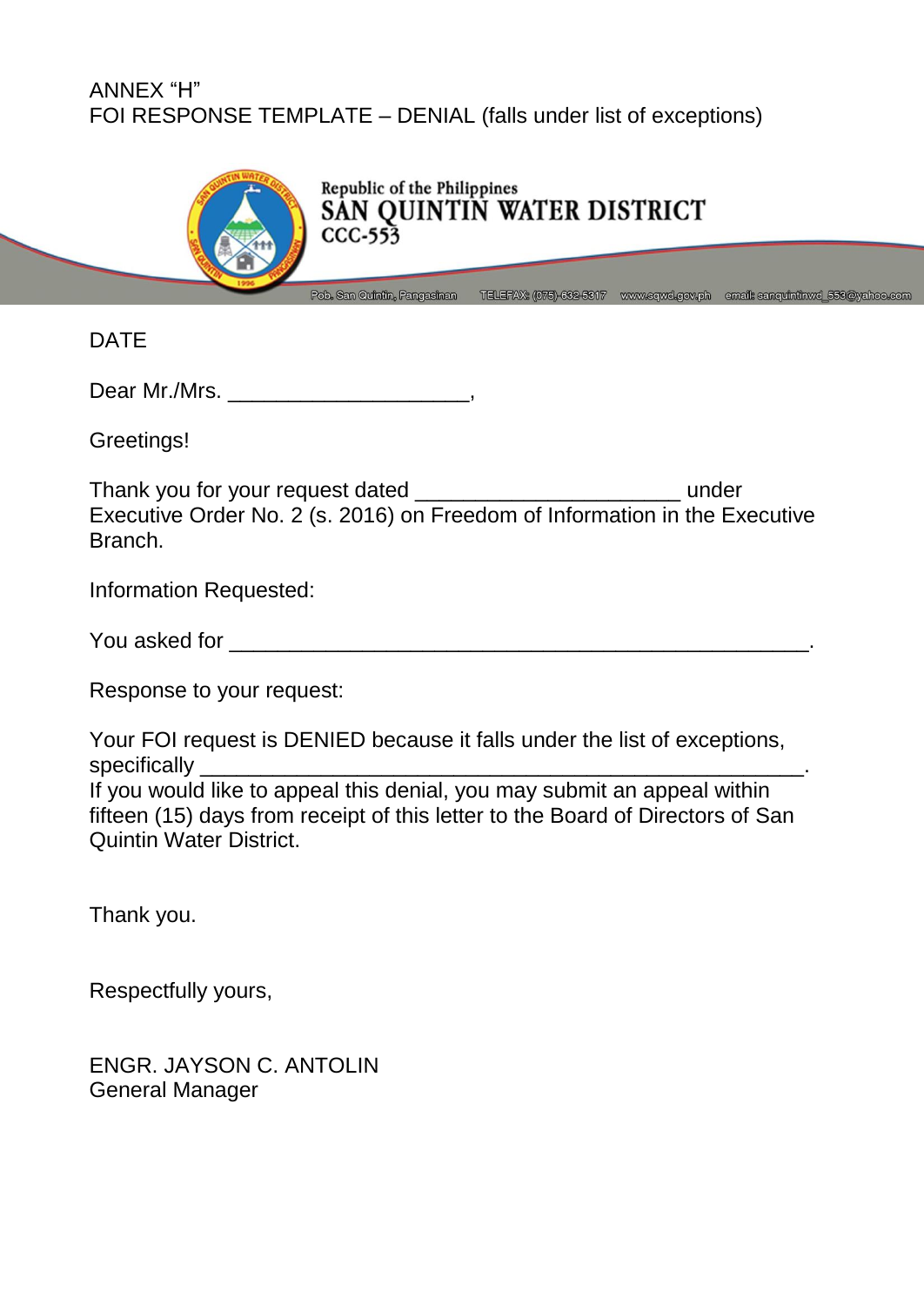ANNEX "H"
FOI RESPONSE TEMPLATE – DENIAL (falls under list of exceptions)

Republic of the Philippines
**SAN QUINTIN WATER DISTRICT**
CCC-553

Pob. San Quintin, Pangasinan TELEFAX: (075) 632 5317 www.sqwd.gov.ph email: sanquintinwd_553@yahoo.com

DATE

Dear Mr./Mrs. ____________________,

Greetings!

Thank you for your request dated ______________________ under Executive Order No. 2 (s. 2016) on Freedom of Information in the Executive Branch.

Information Requested:

You asked for ________________________________________________.

Response to your request:

Your FOI request is DENIED because it falls under the list of exceptions, specifically __________________________________________________.
If you would like to appeal this denial, you may submit an appeal within fifteen (15) days from receipt of this letter to the Board of Directors of San Quintin Water District.

Thank you.

Respectfully yours,

ENGR. JAYSON C. ANTOLIN
General Manager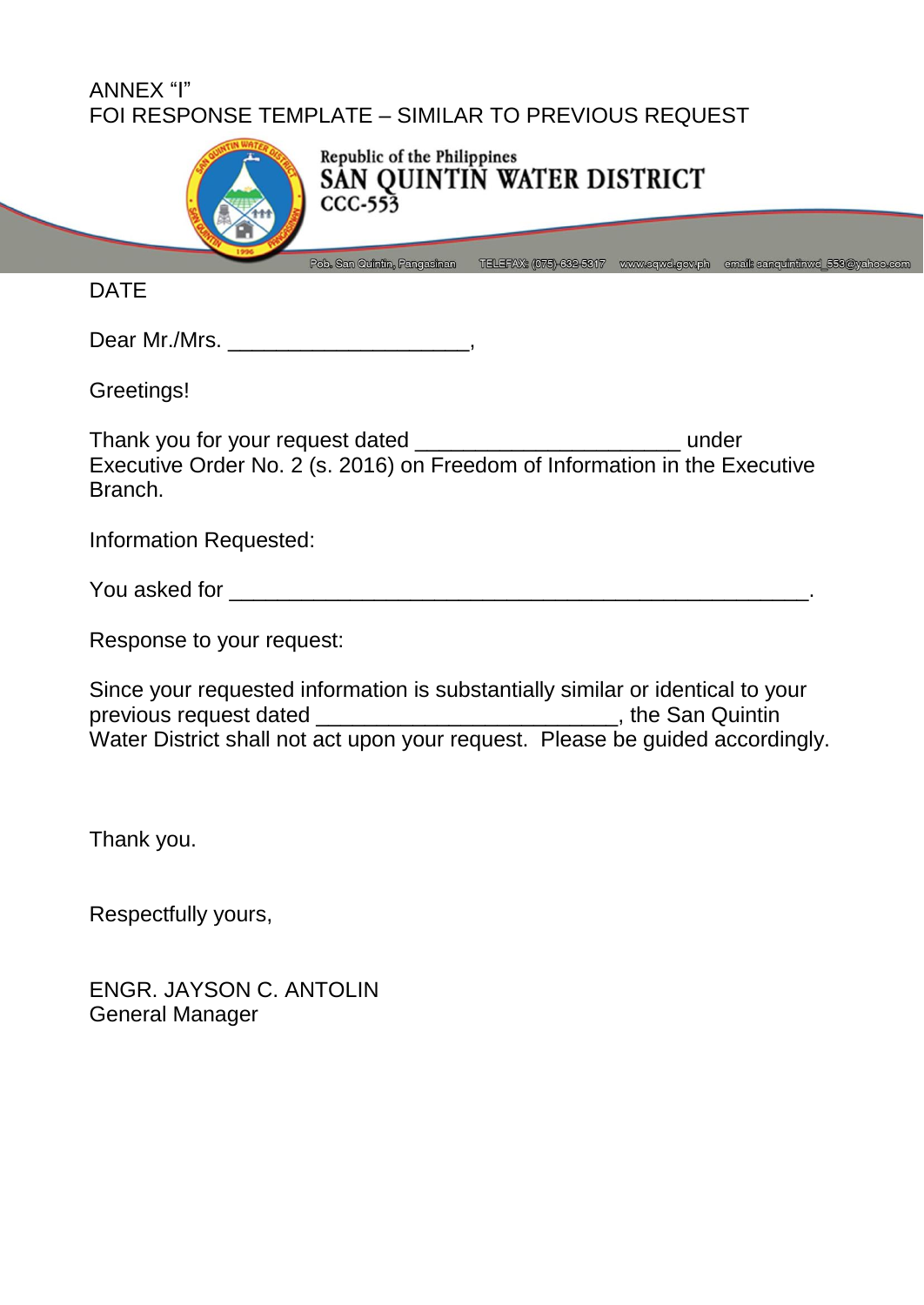ANNEX “I”
FOI RESPONSE TEMPLATE – SIMILAR TO PREVIOUS REQUEST

Republic of the Philippines
**SAN QUINTIN WATER DISTRICT**
CCC-553

Pob. San Quintin, Pangasinan TELEFAX: (075) 632 5317 www.sqwd.gov.ph email: sanquintinwd_553@yahoo.com

DATE

Dear Mr./Mrs. ____________________,

Greetings!

Thank you for your request dated ______________________ under Executive Order No. 2 (s. 2016) on Freedom of Information in the Executive Branch.

Information Requested:

You asked for ________________________________________________.

Response to your request:

Since your requested information is substantially similar or identical to your previous request dated _________________________, the San Quintin Water District shall not act upon your request. Please be guided accordingly.

Thank you.

Respectfully yours,

ENGR. JAYSON C. ANTOLIN
General Manager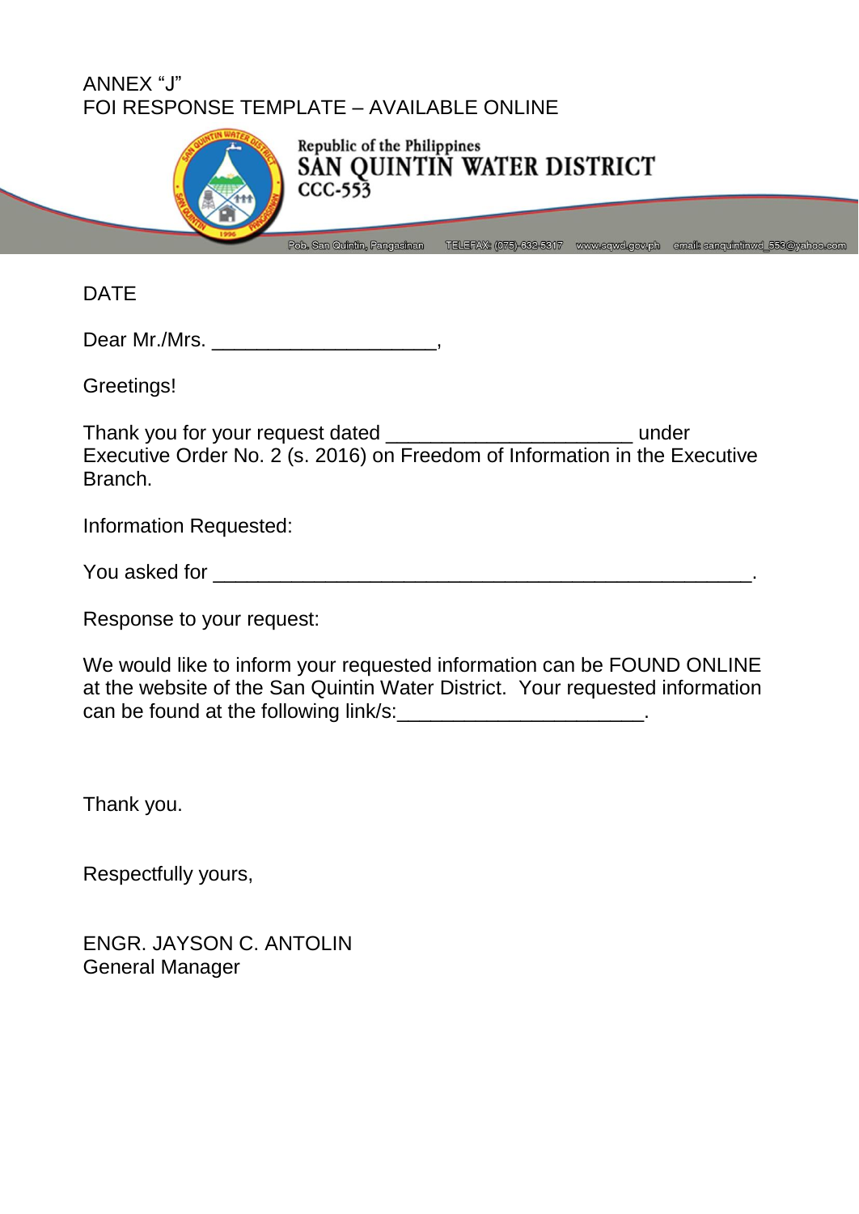ANNEX "J"
FOI RESPONSE TEMPLATE – AVAILABLE ONLINE

Republic of the Philippines
**SAN QUINTIN WATER DISTRICT**
CCC-553

Pob. San Quintin, Pangasinan TELEFAX: (075) 632 5317 www.sqwd.gov.ph email: sanquintinwd_553@yahoo.com

DATE

Dear Mr./Mrs. ____________________,

Greetings!

Thank you for your request dated ______________________ under Executive Order No. 2 (s. 2016) on Freedom of Information in the Executive Branch.

Information Requested:

You asked for ________________________________________________.

Response to your request:

We would like to inform your requested information can be FOUND ONLINE at the website of the San Quintin Water District. Your requested information can be found at the following link/s:______________________.

Thank you.

Respectfully yours,

ENGR. JAYSON C. ANTOLIN
General Manager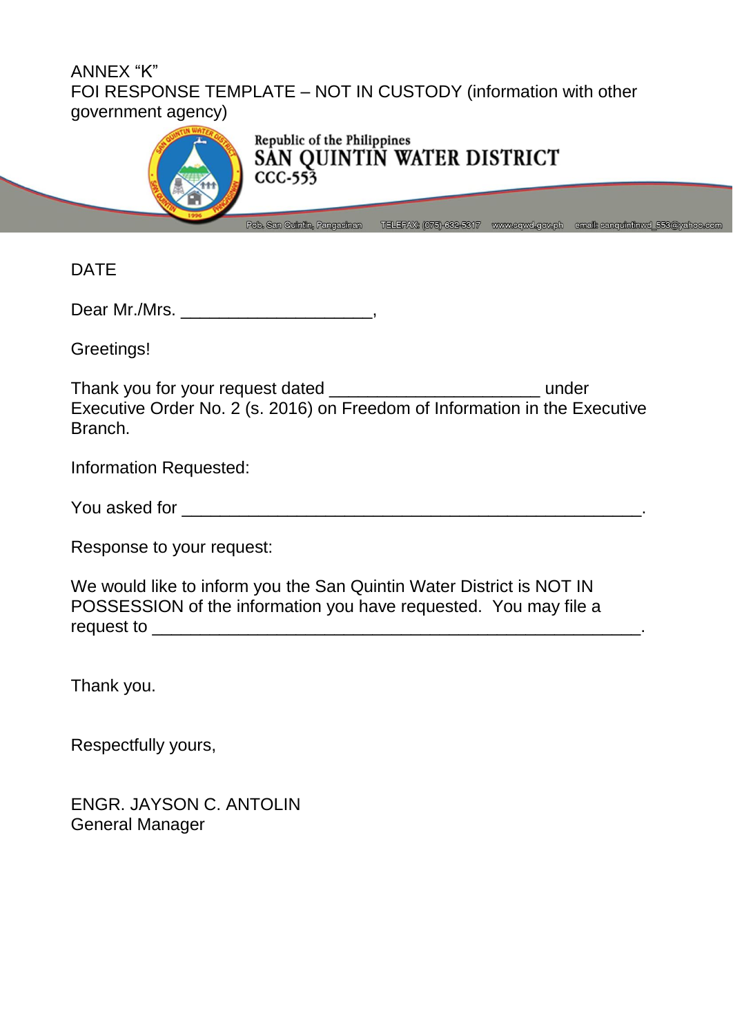ANNEX "K"
FOI RESPONSE TEMPLATE – NOT IN CUSTODY (information with other government agency)

Republic of the Philippines
SAN QUINTIN WATER DISTRICT
CCC-553

Pob. San Quintin, Pangasinan TELEFAX: (075) 632 5317 www.sqwd.gov.ph email: sanquintinwd_553@yahoo.com

DATE

Dear Mr./Mrs. ____________________,

Greetings!

Thank you for your request dated ______________________ under Executive Order No. 2 (s. 2016) on Freedom of Information in the Executive Branch.

Information Requested:

You asked for ________________________________________________.

Response to your request:

We would like to inform you the San Quintin Water District is NOT IN POSSESSION of the information you have requested. You may file a request to ___________________________________________________.

Thank you.

Respectfully yours,

ENGR. JAYSON C. ANTOLIN
General Manager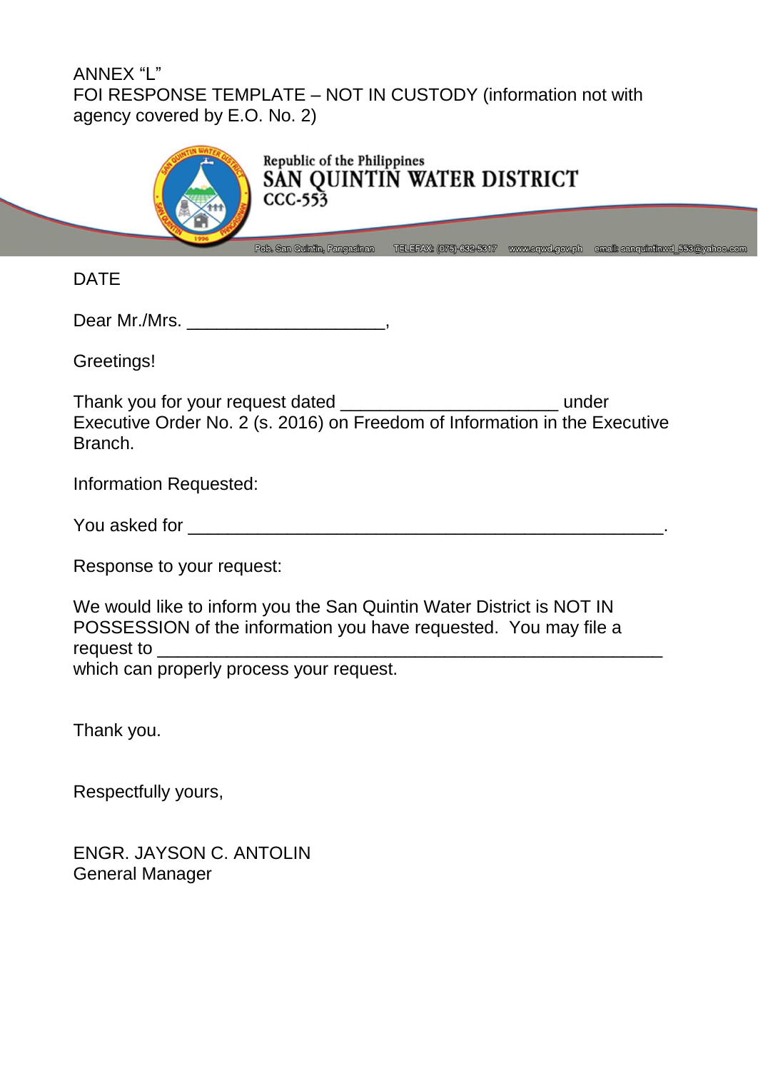ANNEX "L"
FOI RESPONSE TEMPLATE – NOT IN CUSTODY (information not with agency covered by E.O. No. 2)

Republic of the Philippines
**SAN QUINTIN WATER DISTRICT**
CCC-553

Pob. San Quintin, Pangasinan   TELEFAX: (075) 632 5317   www.sqwd.gov.ph   email: sanquintinwd_553@yahoo.com

DATE

Dear Mr./Mrs. ____________________,

Greetings!

Thank you for your request dated ______________________ under Executive Order No. 2 (s. 2016) on Freedom of Information in the Executive Branch.

Information Requested:

You asked for __________________________________________________.

Response to your request:

We would like to inform you the San Quintin Water District is NOT IN POSSESSION of the information you have requested. You may file a request to ____________________________________________________ which can properly process your request.

Thank you.

Respectfully yours,

ENGR. JAYSON C. ANTOLIN
General Manager